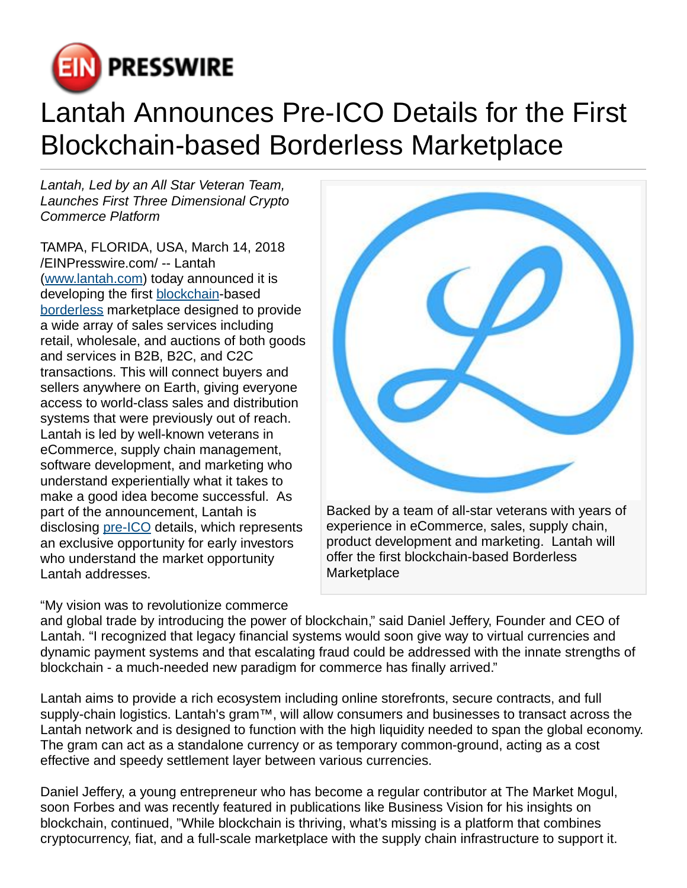# Lantah Announces Pre-ICO Details for the First Blockchain-based Borderless Marketplace

*Lantah, Led by an All Star Veteran Team, Launches First Three Dimensional Crypto Commerce Platform*

TAMPA, FLORIDA, USA, March 14, 2018 /EINPresswire.com/ -- Lantah (www.lantah.com) today announced it is developing the first blockchain-based borderless marketplace designed to provide a wide array of sales services including retail, wholesale, and auctions of both goods and services in B2B, B2C, and C2C transactions. This will connect buyers and sellers anywhere on Earth, giving everyone access to world-class sales and distribution systems that were previously out of reach. Lantah is led by well-known veterans in eCommerce, supply chain management, software development, and marketing who understand experientially what it takes to make a good idea become successful. As part of the announcement, Lantah is disclosing pre-ICO details, which represents an exclusive opportunity for early investors who understand the market opportunity Lantah addresses.

Backed by a team of all-star veterans with years of experience in eCommerce, sales, supply chain, product development and marketing. Lantah will offer the first blockchain-based Borderless Marketplace

"My vision was to revolutionize commerce and global trade by introducing the power of blockchain," said Daniel Jeffery, Founder and CEO of Lantah. "I recognized that legacy financial systems would soon give way to virtual currencies and dynamic payment systems and that escalating fraud could be addressed with the innate strengths of blockchain - a much-needed new paradigm for commerce has finally arrived."

Lantah aims to provide a rich ecosystem including online storefronts, secure contracts, and full supply-chain logistics. Lantah's gram™, will allow consumers and businesses to transact across the Lantah network and is designed to function with the high liquidity needed to span the global economy. The gram can act as a standalone currency or as temporary common-ground, acting as a cost effective and speedy settlement layer between various currencies.

Daniel Jeffery, a young entrepreneur who has become a regular contributor at The Market Mogul, soon Forbes and was recently featured in publications like Business Vision for his insights on blockchain, continued, "While blockchain is thriving, what's missing is a platform that combines cryptocurrency, fiat, and a full-scale marketplace with the supply chain infrastructure to support it.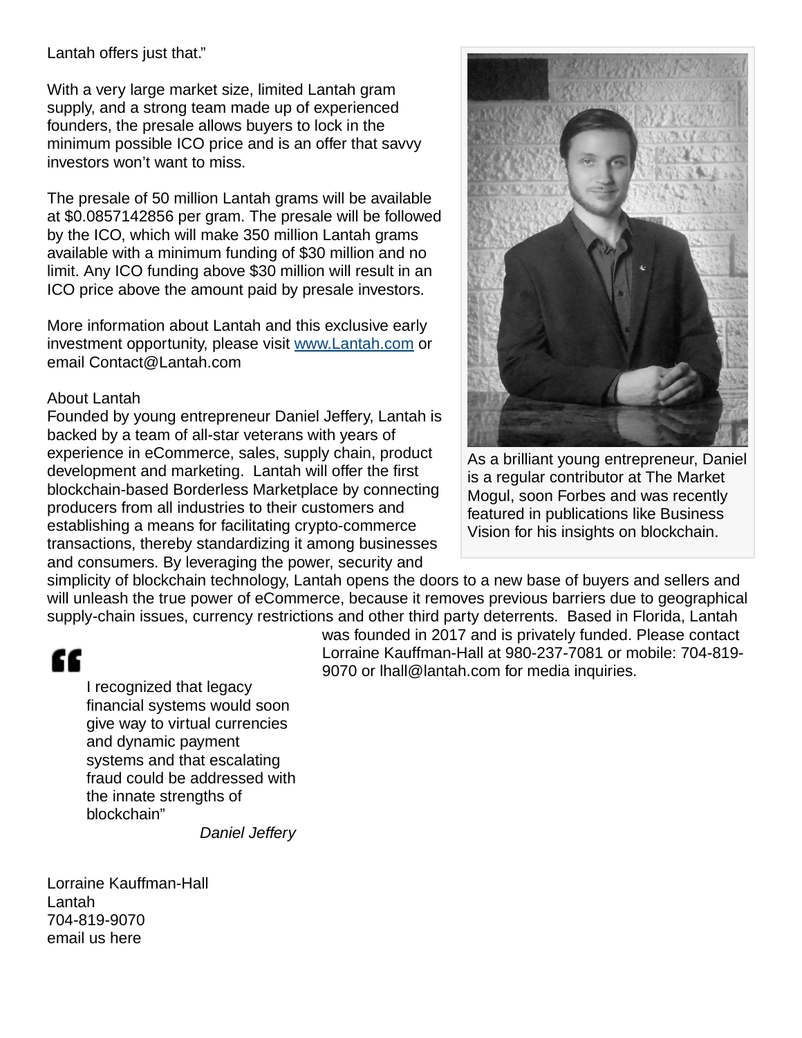Lantah offers just that."

With a very large market size, limited Lantah gram supply, and a strong team made up of experienced founders, the presale allows buyers to lock in the minimum possible ICO price and is an offer that savvy investors won't want to miss.

The presale of 50 million Lantah grams will be available at $0.0857142856 per gram. The presale will be followed by the ICO, which will make 350 million Lantah grams available with a minimum funding of $30 million and no limit. Any ICO funding above $30 million will result in an ICO price above the amount paid by presale investors.

More information about Lantah and this exclusive early investment opportunity, please visit [www.Lantah.com](http://www.Lantah.com) or email Contact@Lantah.com

As a brilliant young entrepreneur, Daniel is a regular contributor at The Market Mogul, soon Forbes and was recently featured in publications like Business Vision for his insights on blockchain.

About Lantah
Founded by young entrepreneur Daniel Jeffery, Lantah is backed by a team of all-star veterans with years of experience in eCommerce, sales, supply chain, product development and marketing. Lantah will offer the first blockchain-based Borderless Marketplace by connecting producers from all industries to their customers and establishing a means for facilitating crypto-commerce transactions, thereby standardizing it among businesses and consumers. By leveraging the power, security and simplicity of blockchain technology, Lantah opens the doors to a new base of buyers and sellers and will unleash the true power of eCommerce, because it removes previous barriers due to geographical supply-chain issues, currency restrictions and other third party deterrents. Based in Florida, Lantah was founded in 2017 and is privately funded. Please contact Lorraine Kauffman-Hall at 980-237-7081 or mobile: 704-819-9070 or lhall@lantah.com for media inquiries.

> "I recognized that legacy financial systems would soon give way to virtual currencies and dynamic payment systems and that escalating fraud could be addressed with the innate strengths of blockchain"
>
> *Daniel Jeffery*

Lorraine Kauffman-Hall
Lantah
704-819-9070
email us here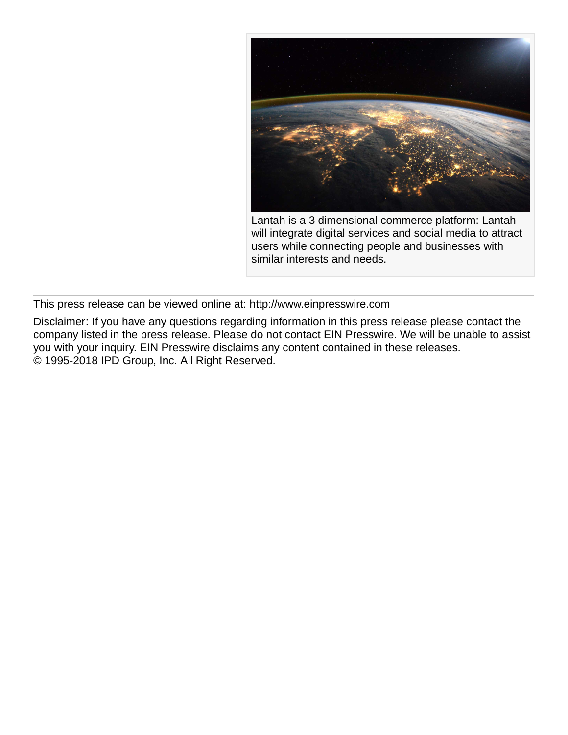Lantah is a 3 dimensional commerce platform: Lantah will integrate digital services and social media to attract users while connecting people and businesses with similar interests and needs.

---

This press release can be viewed online at: http://www.einpresswire.com

Disclaimer: If you have any questions regarding information in this press release please contact the company listed in the press release. Please do not contact EIN Presswire. We will be unable to assist you with your inquiry. EIN Presswire disclaims any content contained in these releases.
© 1995-2018 IPD Group, Inc. All Right Reserved.